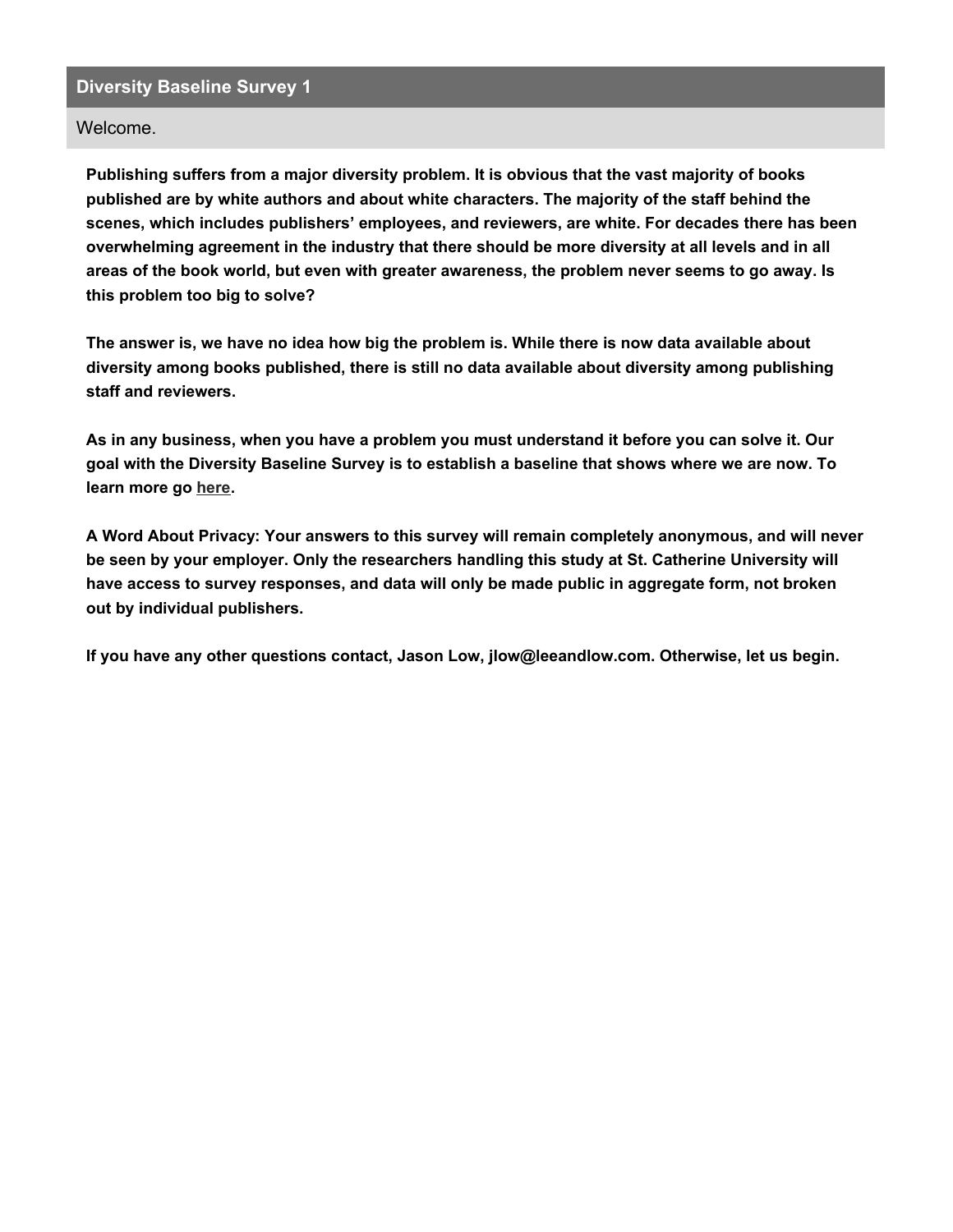## Diversity Baseline Survey 1

### Welcome.

**Publishing suffers from a major diversity problem. It is obvious that the vast majority of books published are by white authors and about white characters. The majority of the staff behind the scenes, which includes publishers' employees, and reviewers, are white. For decades there has been overwhelming agreement in the industry that there should be more diversity at all levels and in all areas of the book world, but even with greater awareness, the problem never seems to go away. Is this problem too big to solve?**

**The answer is, we have no idea how big the problem is. While there is now data available about diversity among books published, there is still no data available about diversity among publishing staff and reviewers.**

**As in any business, when you have a problem you must understand it before you can solve it. Our goal with the Diversity Baseline Survey is to establish a baseline that shows where we are now. To learn more go here.**

**A Word About Privacy: Your answers to this survey will remain completely anonymous, and will never be seen by your employer. Only the researchers handling this study at St. Catherine University will have access to survey responses, and data will only be made public in aggregate form, not broken out by individual publishers.**

**If you have any other questions contact, Jason Low, jlow@leeandlow.com. Otherwise, let us begin.**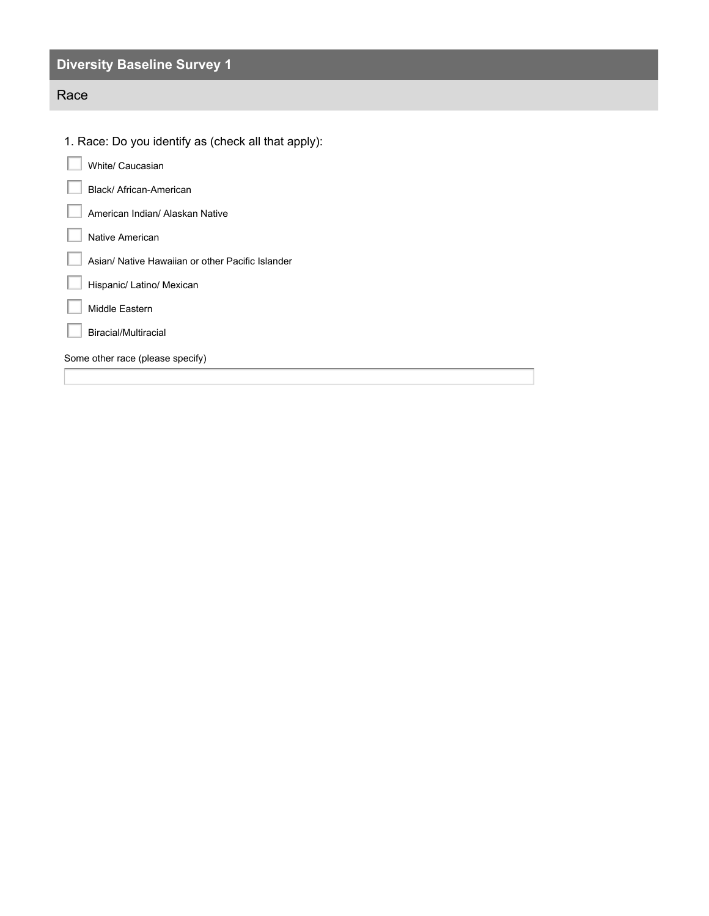## Diversity Baseline Survey 1

### Race

1. Race: Do you identify as (check all that apply):

- [ ] White/ Caucasian
- [ ] Black/ African-American
- [ ] American Indian/ Alaskan Native
- [ ] Native American
- [ ] Asian/ Native Hawaiian or other Pacific Islander
- [ ] Hispanic/ Latino/ Mexican
- [ ] Middle Eastern
- [ ] Biracial/Multiracial

Some other race (please specify)

_______________________________________________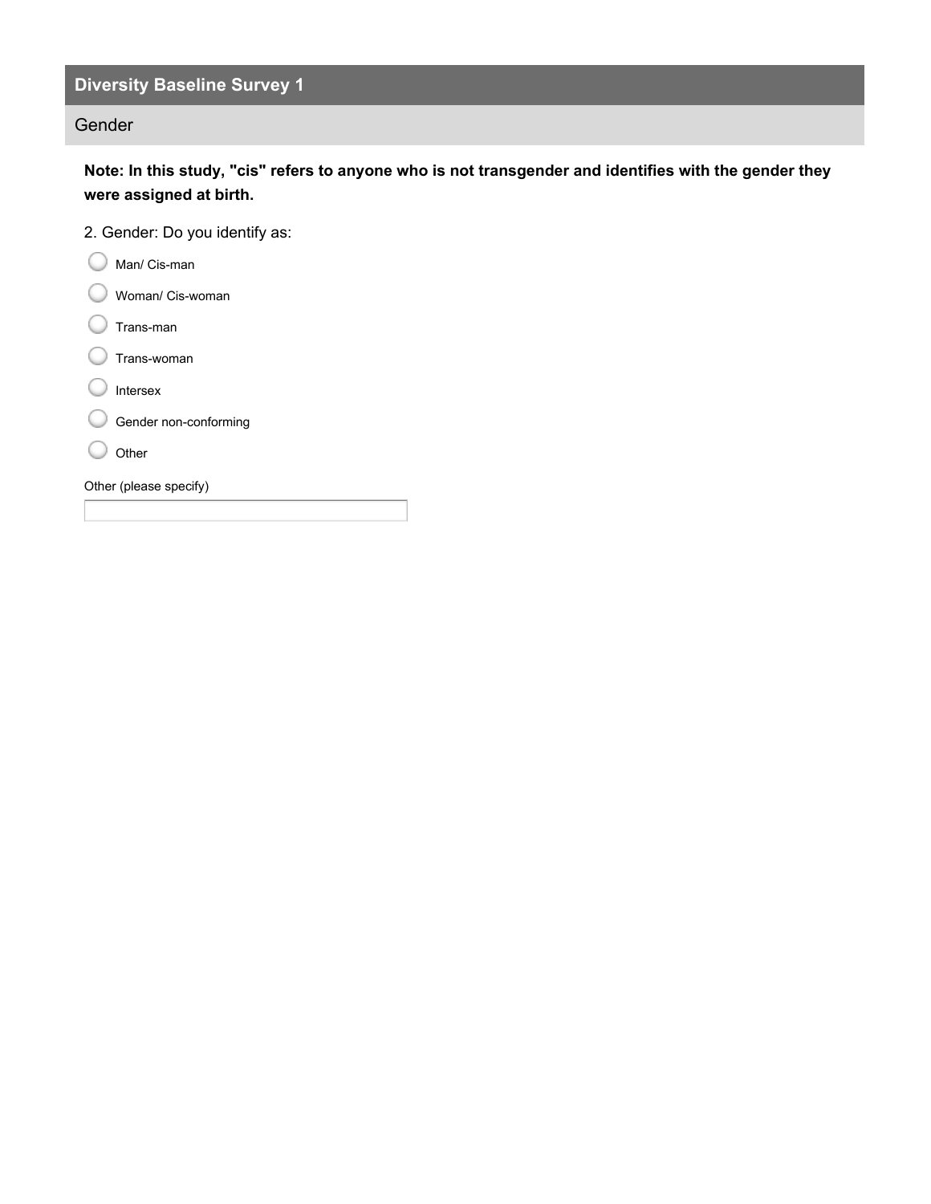## Diversity Baseline Survey 1

### Gender

**Note: In this study, "cis" refers to anyone who is not transgender and identifies with the gender they were assigned at birth.**

2. Gender: Do you identify as:

- Man/ Cis-man
- Woman/ Cis-woman
- Trans-man
- Trans-woman
- Intersex
- Gender non-conforming
- Other

Other (please specify)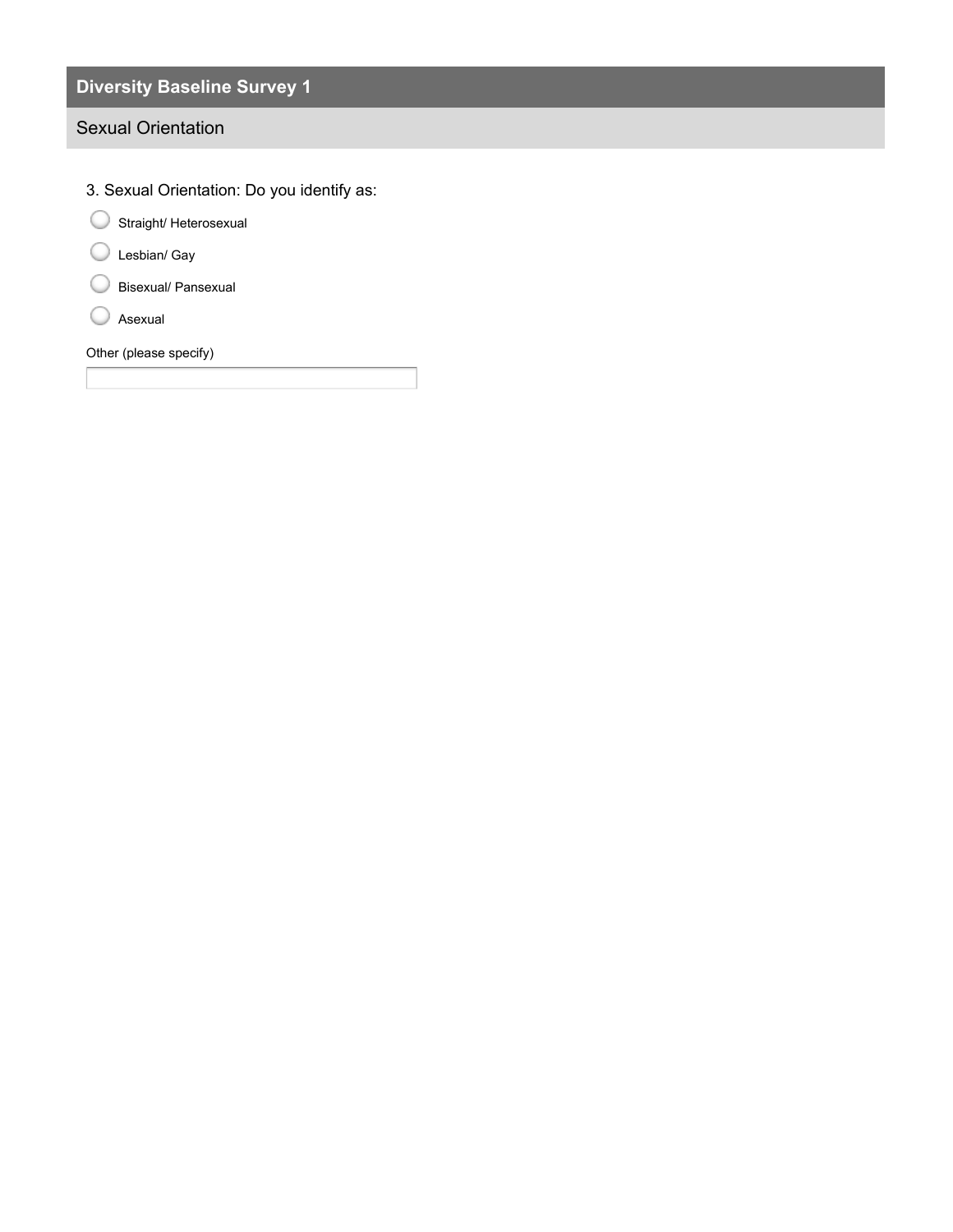## Diversity Baseline Survey 1

### Sexual Orientation

3. Sexual Orientation: Do you identify as:

- ○ Straight/ Heterosexual
- ○ Lesbian/ Gay
- ○ Bisexual/ Pansexual
- ○ Asexual

Other (please specify)

\_\_\_\_\_\_\_\_\_\_\_\_\_\_\_\_\_\_\_\_\_\_\_\_\_\_\_\_\_\_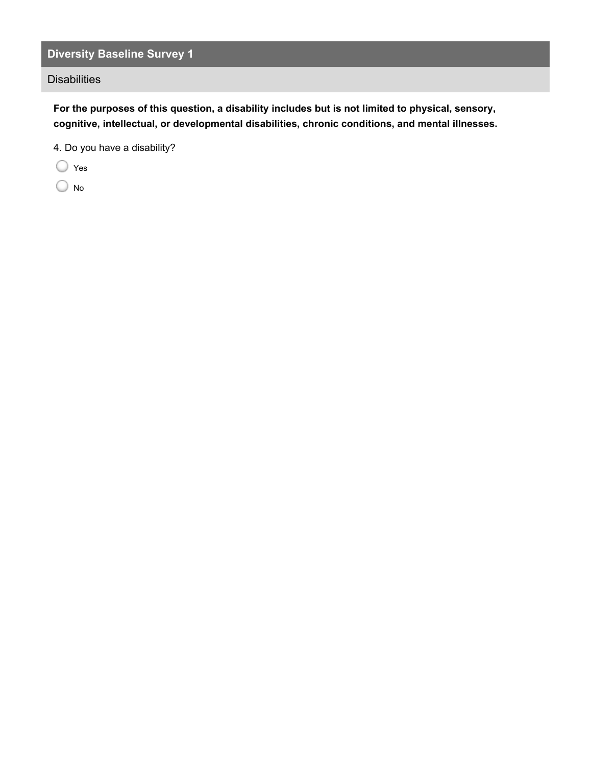## Diversity Baseline Survey 1

### Disabilities

**For the purposes of this question, a disability includes but is not limited to physical, sensory, cognitive, intellectual, or developmental disabilities, chronic conditions, and mental illnesses.**

4. Do you have a disability?

- Yes
- No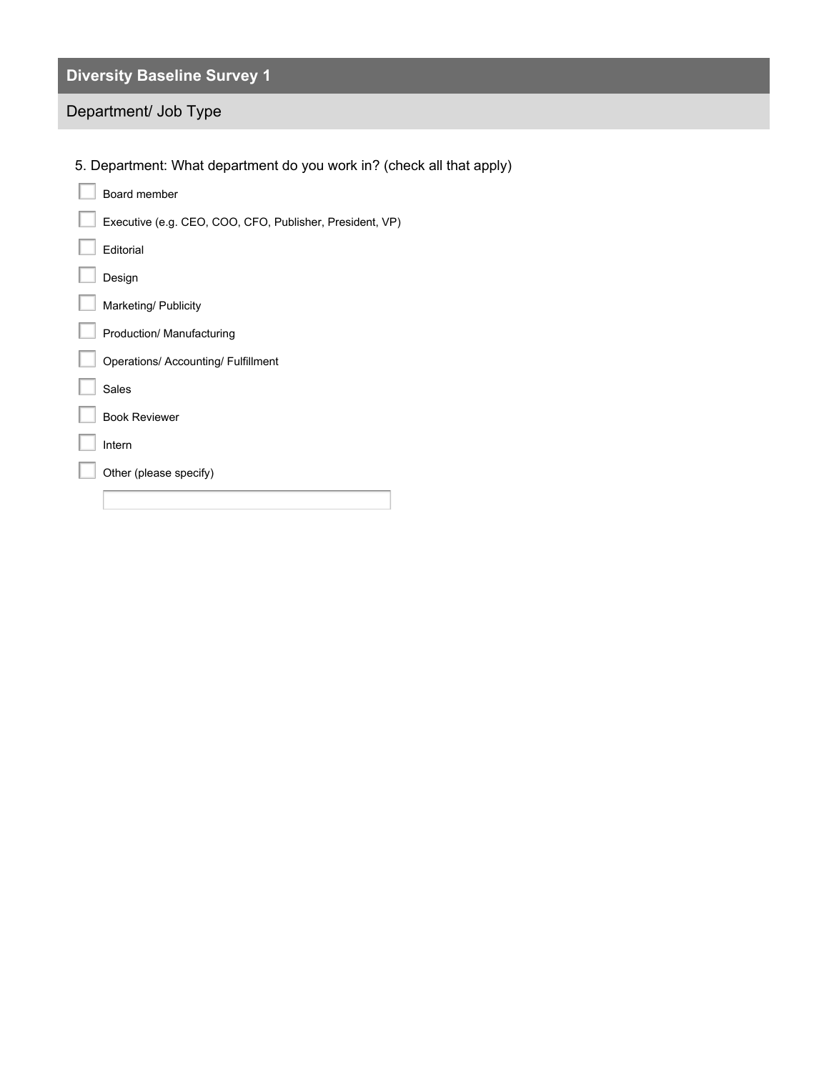## Diversity Baseline Survey 1

### Department/ Job Type

5. Department: What department do you work in? (check all that apply)

- [ ] Board member
- [ ] Executive (e.g. CEO, COO, CFO, Publisher, President, VP)
- [ ] Editorial
- [ ] Design
- [ ] Marketing/ Publicity
- [ ] Production/ Manufacturing
- [ ] Operations/ Accounting/ Fulfillment
- [ ] Sales
- [ ] Book Reviewer
- [ ] Intern
- [ ] Other (please specify)

  ______________________________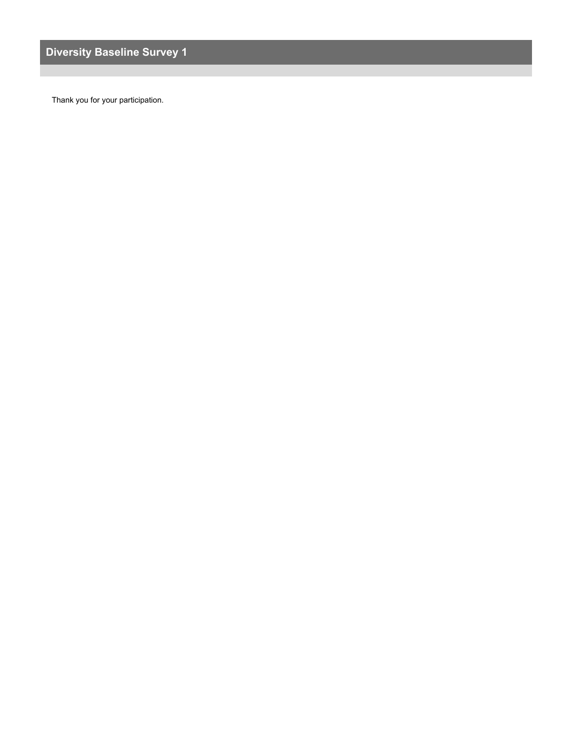## Diversity Baseline Survey 1

Thank you for your participation.